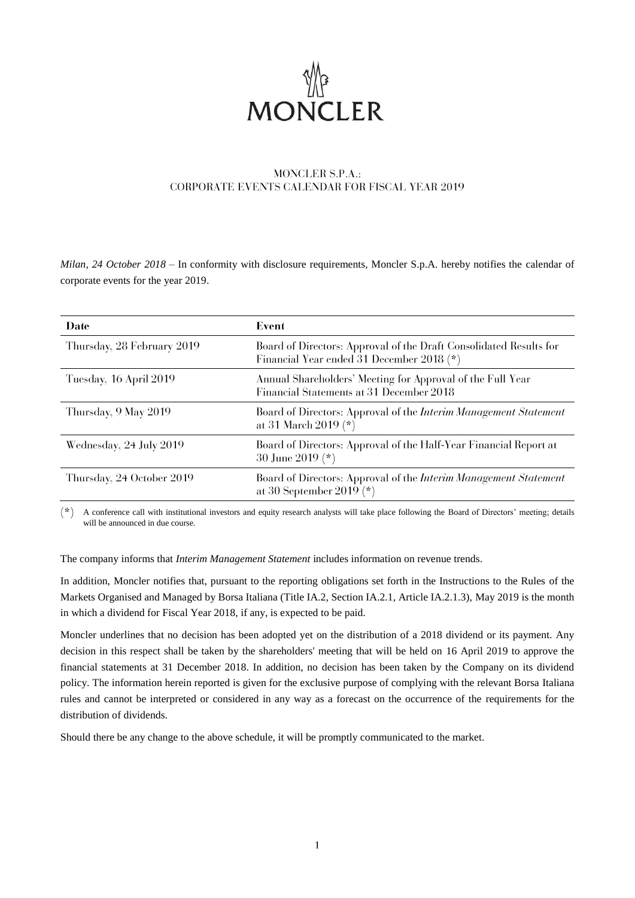MONCLER

# MONCLER S.P.A.: CORPORATE EVENTS CALENDAR FOR FISCAL YEAR 2019

*Milan, 24 October 2018* – In conformity with disclosure requirements, Moncler S.p.A. hereby notifies the calendar of corporate events for the year 2019.

| Date | Event |
|---|---|
| Thursday, 28 February 2019 | Board of Directors: Approval of the Draft Consolidated Results for Financial Year ended 31 December 2018 (*) |
| Tuesday, 16 April 2019 | Annual Shareholders' Meeting for Approval of the Full Year Financial Statements at 31 December 2018 |
| Thursday, 9 May 2019 | Board of Directors: Approval of the *Interim Management Statement* at 31 March 2019 (*) |
| Wednesday, 24 July 2019 | Board of Directors: Approval of the Half-Year Financial Report at 30 June 2019 (*) |
| Thursday, 24 October 2019 | Board of Directors: Approval of the *Interim Management Statement* at 30 September 2019 (*) |

(*) A conference call with institutional investors and equity research analysts will take place following the Board of Directors' meeting; details will be announced in due course.

The company informs that *Interim Management Statement* includes information on revenue trends.

In addition, Moncler notifies that, pursuant to the reporting obligations set forth in the Instructions to the Rules of the Markets Organised and Managed by Borsa Italiana (Title IA.2, Section IA.2.1, Article IA.2.1.3), May 2019 is the month in which a dividend for Fiscal Year 2018, if any, is expected to be paid.

Moncler underlines that no decision has been adopted yet on the distribution of a 2018 dividend or its payment. Any decision in this respect shall be taken by the shareholders' meeting that will be held on 16 April 2019 to approve the financial statements at 31 December 2018. In addition, no decision has been taken by the Company on its dividend policy. The information herein reported is given for the exclusive purpose of complying with the relevant Borsa Italiana rules and cannot be interpreted or considered in any way as a forecast on the occurrence of the requirements for the distribution of dividends.

Should there be any change to the above schedule, it will be promptly communicated to the market.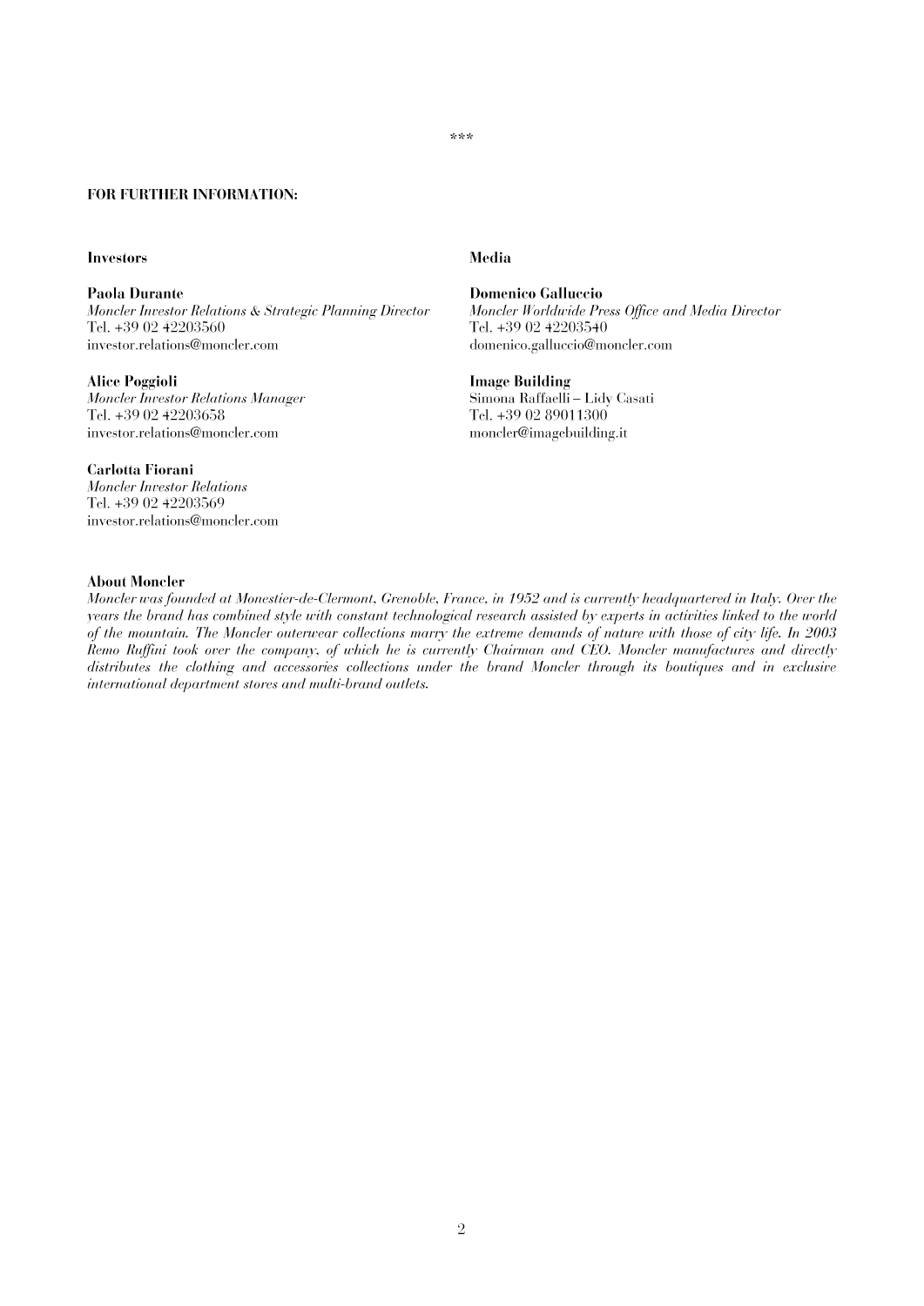\*\*\*

**FOR FURTHER INFORMATION:**

**Investors**

**Paola Durante**
*Moncler Investor Relations & Strategic Planning Director*
Tel. +39 02 42203560
investor.relations@moncler.com

**Alice Poggioli**
*Moncler Investor Relations Manager*
Tel. +39 02 42203658
investor.relations@moncler.com

**Carlotta Fiorani**
*Moncler Investor Relations*
Tel. +39 02 42203569
investor.relations@moncler.com

**Media**

**Domenico Galluccio**
*Moncler Worldwide Press Office and Media Director*
Tel. +39 02 42203540
domenico.galluccio@moncler.com

**Image Building**
Simona Raffaelli – Lidy Casati
Tel. +39 02 89011300
moncler@imagebuilding.it

**About Moncler**
*Moncler was founded at Monestier-de-Clermont, Grenoble, France, in 1952 and is currently headquartered in Italy. Over the years the brand has combined style with constant technological research assisted by experts in activities linked to the world of the mountain. The Moncler outerwear collections marry the extreme demands of nature with those of city life. In 2003 Remo Ruffini took over the company, of which he is currently Chairman and CEO. Moncler manufactures and directly distributes the clothing and accessories collections under the brand Moncler through its boutiques and in exclusive international department stores and multi-brand outlets.*